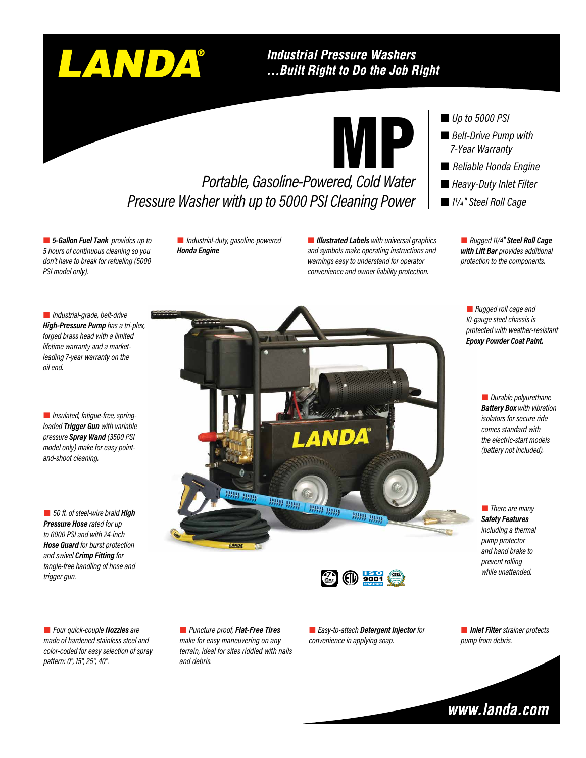# LANDA®

## Industrial Pressure Washers
## …Built Right to Do the Job Right

# MP

## Portable, Gasoline-Powered, Cold Water Pressure Washer with up to 5000 PSI Cleaning Power

- *Up to 5000 PSI*
- *Belt-Drive Pump with 7-Year Warranty*
- *Reliable Honda Engine*
- *Heavy-Duty Inlet Filter*
- *1¼" Steel Roll Cage*

- ***5-Gallon Fuel Tank*** *provides up to 5 hours of continuous cleaning so you don't have to break for refueling (5000 PSI model only).*
- *Industrial-duty, gasoline-powered* ***Honda Engine***
- ***Illustrated Labels*** *with universal graphics and symbols make operating instructions and warnings easy to understand for operator convenience and owner liability protection.*
- *Rugged 1¼"* ***Steel Roll Cage with Lift Bar*** *provides additional protection to the components.*
- *Industrial-grade, belt-drive* ***High-Pressure Pump*** *has a tri-plex, forged brass head with a limited lifetime warranty and a market-leading 7-year warranty on the oil end.*
- *Rugged roll cage and 10-gauge steel chassis is protected with weather-resistant* ***Epoxy Powder Coat Paint.***
- *Insulated, fatigue-free, spring-loaded* ***Trigger Gun*** *with variable pressure* ***Spray Wand*** *(3500 PSI model only) make for easy point-and-shoot cleaning.*
- *Durable polyurethane* ***Battery Box*** *with vibration isolators for secure ride comes standard with the electric-start models (battery not included).*
- *50 ft. of steel-wire braid* ***High Pressure Hose*** *rated for up to 6000 PSI and with 24-inch* ***Hose Guard*** *for burst protection and swivel* ***Crimp Fitting*** *for tangle-free handling of hose and trigger gun.*
- *There are many* ***Safety Features*** *including a thermal pump protector and hand brake to prevent rolling while unattended.*
- *Four quick-couple* ***Nozzles*** *are made of hardened stainless steel and color-coded for easy selection of spray pattern: 0°, 15°, 25°, 40°.*
- *Puncture proof,* ***Flat-Free Tires*** *make for easy maneuvering on any terrain, ideal for sites riddled with nails and debris.*
- *Easy-to-attach* ***Detergent Injector*** *for convenience in applying soap.*
- ***Inlet Filter*** *strainer protects pump from debris.*

**www.landa.com**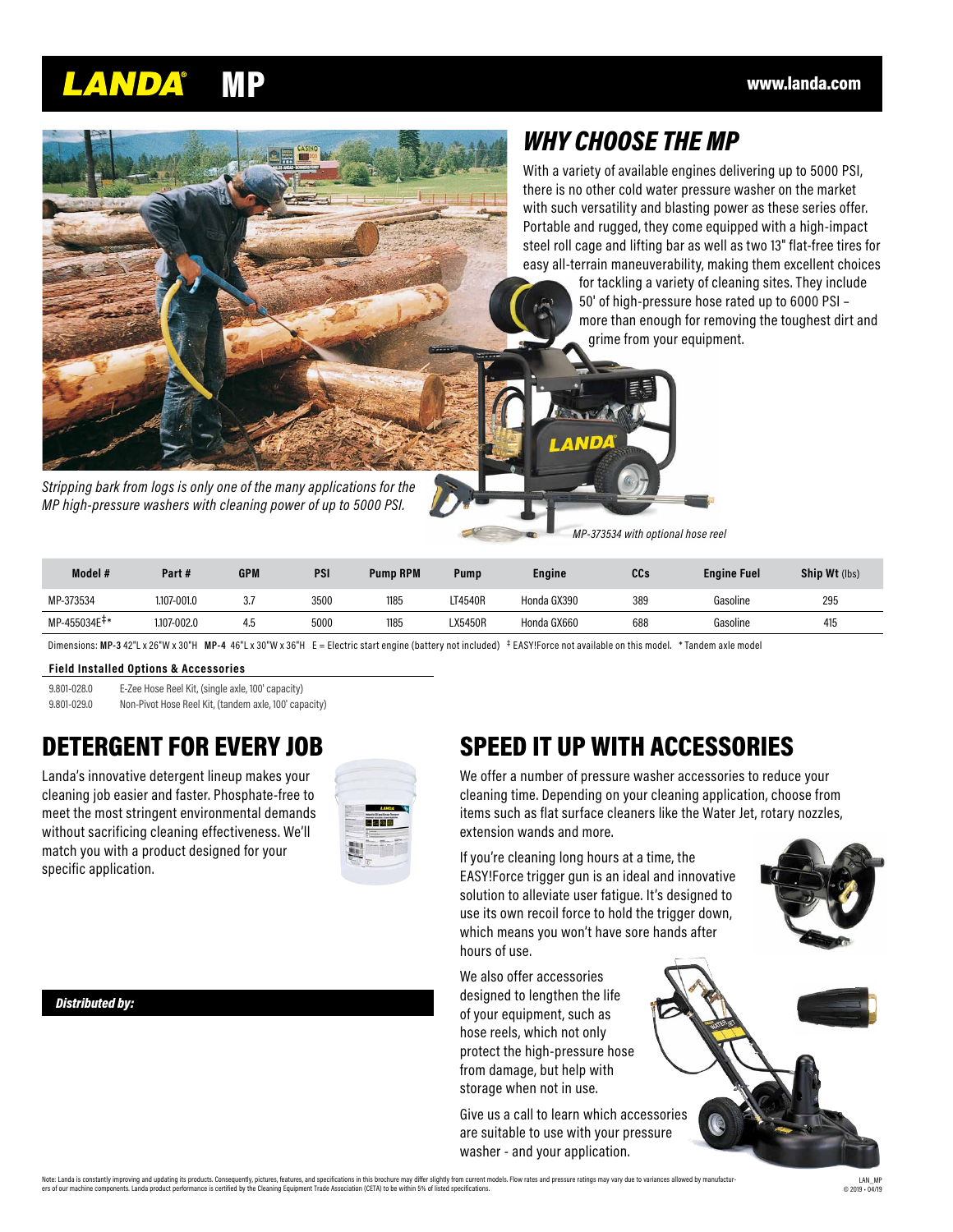# LANDA® MP

www.landa.com

## WHY CHOOSE THE MP

With a variety of available engines delivering up to 5000 PSI, there is no other cold water pressure washer on the market with such versatility and blasting power as these series offer. Portable and rugged, they come equipped with a high-impact steel roll cage and lifting bar as well as two 13" flat-free tires for easy all-terrain maneuverability, making them excellent choices for tackling a variety of cleaning sites. They include 50' of high-pressure hose rated up to 6000 PSI – more than enough for removing the toughest dirt and grime from your equipment.

*Stripping bark from logs is only one of the many applications for the MP high-pressure washers with cleaning power of up to 5000 PSI.*

*MP-373534 with optional hose reel*

| Model # | Part # | GPM | PSI | Pump RPM | Pump | Engine | CCs | Engine Fuel | Ship Wt (lbs) |
|---|---|---|---|---|---|---|---|---|---|
| MP-373534 | 1.107-001.0 | 3.7 | 3500 | 1185 | LT4540R | Honda GX390 | 389 | Gasoline | 295 |
| MP-455034E‡* | 1.107-002.0 | 4.5 | 5000 | 1185 | LX5450R | Honda GX660 | 688 | Gasoline | 415 |

Dimensions: **MP-3** 42"L x 26"W x 30"H **MP-4** 46"L x 30"W x 36"H E = Electric start engine (battery not included) ‡ EASY!Force not available on this model. * Tandem axle model

**Field Installed Options & Accessories**

| | |
|---|---|
| 9.801-028.0 | E-Zee Hose Reel Kit, (single axle, 100' capacity) |
| 9.801-029.0 | Non-Pivot Hose Reel Kit, (tandem axle, 100' capacity) |

## DETERGENT FOR EVERY JOB

Landa's innovative detergent lineup makes your cleaning job easier and faster. Phosphate-free to meet the most stringent environmental demands without sacrificing cleaning effectiveness. We'll match you with a product designed for your specific application.

***Distributed by:***

## SPEED IT UP WITH ACCESSORIES

We offer a number of pressure washer accessories to reduce your cleaning time. Depending on your cleaning application, choose from items such as flat surface cleaners like the Water Jet, rotary nozzles, extension wands and more.

If you're cleaning long hours at a time, the EASY!Force trigger gun is an ideal and innovative solution to alleviate user fatigue. It's designed to use its own recoil force to hold the trigger down, which means you won't have sore hands after hours of use.

We also offer accessories designed to lengthen the life of your equipment, such as hose reels, which not only protect the high-pressure hose from damage, but help with storage when not in use.

Give us a call to learn which accessories are suitable to use with your pressure washer - and your application.

Note: Landa is constantly improving and updating its products. Consequently, pictures, features, and specifications in this brochure may differ slightly from current models. Flow rates and pressure ratings may vary due to variances allowed by manufacturers of our machine components. Landa product performance is certified by the Cleaning Equipment Trade Association (CETA) to be within 5% of listed specifications.

LAN_MP
© 2019 • 04/19